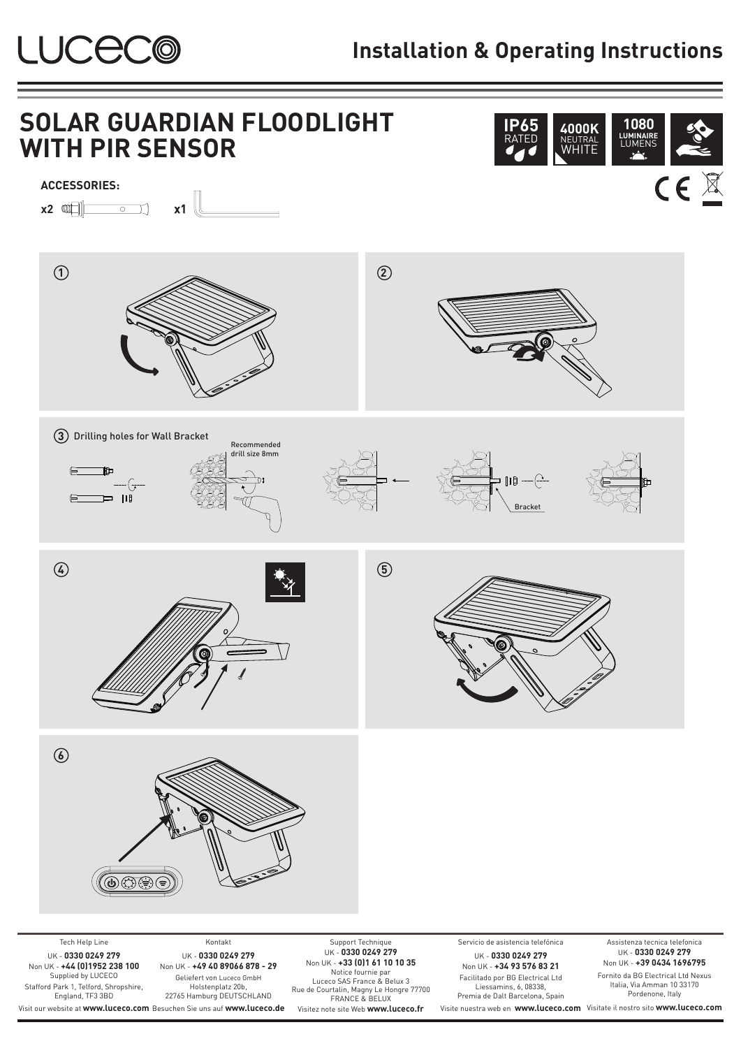# Installation & Operating Instructions

## SOLAR GUARDIAN FLOODLIGHT WITH PIR SENSOR

IP65 RATED | 4000K NEUTRAL WHITE | 1080 LUMINAIRE LUMENS

**ACCESSORIES:**

x2 x1

①

②

③ Drilling holes for Wall Bracket

Recommended drill size 8mm

Bracket

④

⑤

⑥

Tech Help Line
UK - **0330 0249 279**
Non UK - **+44 (0)1952 238 100**
Supplied by LUCECO
Stafford Park 1, Telford, Shropshire, England, TF3 3BD
Visit our website at **www.luceco.com**

Kontakt
UK - **0330 0249 279**
Non UK - **+49 40 89066 878 - 29**
Geliefert von Luceco GmbH
Holstenplatz 20b,
22765 Hamburg DEUTSCHLAND
Besuchen Sie uns auf **www.luceco.de**

Support Technique
UK - **0330 0249 279**
Non UK - **+33 (0)1 61 10 10 35**
Notice fournie par
Luceco SAS France & Belux 3
Rue de Courtalin, Magny Le Hongre 77700
FRANCE & BELUX
Visitez note site Web **www.luceco.fr**

Servicio de asistencia telefónica
UK - **0330 0249 279**
Non UK - **+34 93 576 83 21**
Facilitado por BG Electrical Ltd
Liessamins, 6, 08338,
Premia de Dalt Barcelona, Spain
Visite nuestra web en **www.luceco.com**

Assistenza tecnica telefonica
UK - **0330 0249 279**
Non UK - **+39 0434 1696795**
Fornito da BG Electrical Ltd Nexus
Italia, Via Amman 10 33170
Pordenone, Italy
Visitate il nostro sito **www.luceco.com**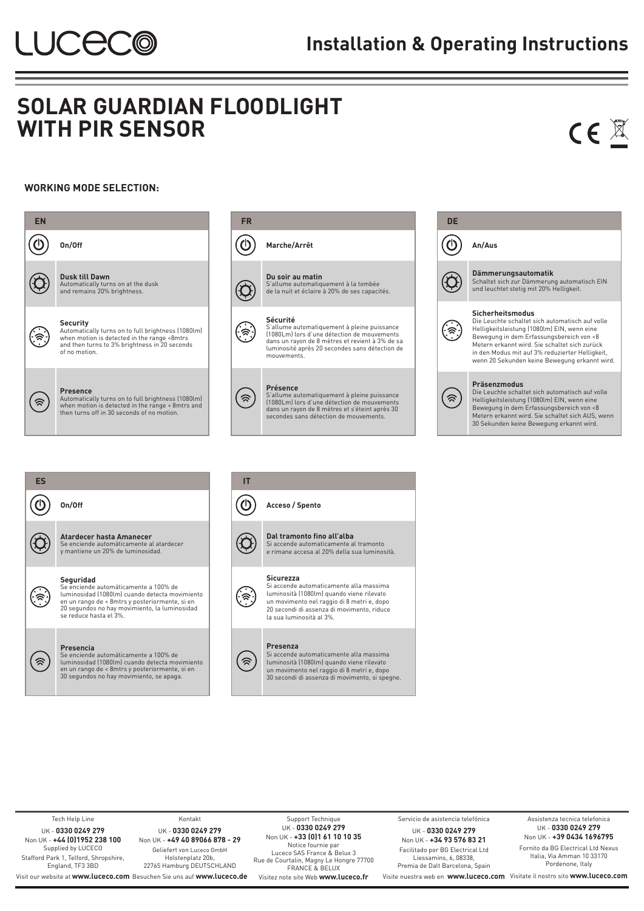# Installation & Operating Instructions

# SOLAR GUARDIAN FLOODLIGHT WITH PIR SENSOR

### WORKING MODE SELECTION:

| EN | |
|---|---|
| | **On/Off** |
| | **Dusk till Dawn** Automatically turns on at the dusk and remains 20% brightness. |
| | **Security** Automatically turns on to full brightness (1080lm) when motion is detected in the range <8mtrs and then turns to 3% brightness in 20 seconds of no motion. |
| | **Presence** Automatically turns on to full brightness (1080lm) when motion is detected in the range < 8mtrs and then turns off in 30 seconds of no motion. |

| FR | |
|---|---|
| | **Marche/Arrêt** |
| | **Du soir au matin** S'allume automatiquement à la tombée de la nuit et éclaire à 20% de ses capacités. |
| | **Sécurité** S'allume automatiquement à pleine puissance (1080Lm) lors d'une détection de mouvements dans un rayon de 8 mètres et revient à 3% de sa luminosité après 20 secondes sans détection de mouvements. |
| | **Présence** S'allume automatiquement à pleine puissance (1080Lm) lors d'une détection de mouvements dans un rayon de 8 mètres et s'éteint après 30 secondes sans détection de mouvements. |

| DE | |
|---|---|
| | **An/Aus** |
| | **Dämmerungsautomatik** Schaltet sich zur Dämmerung automatisch EIN und leuchtet stetig mit 20% Helligkeit. |
| | **Sicherheitsmodus** Die Leuchte schaltet sich automatisch auf volle Helligkeitsleistung (1080lm) EIN, wenn eine Bewegung in dem Erfassungsbereich von <8 Metern erkannt wird. Sie schaltet sich zurück in den Modus mit auf 3% reduzierter Helligkeit, wenn 20 Sekunden keine Bewegung erkannt wird. |
| | **Präsenzmodus** Die Leuchte schaltet sich automatisch auf volle Helligkeitsleistung (1080lm) EIN, wenn eine Bewegung in dem Erfassungsbereich von <8 Metern erkannt wird. Sie schaltet sich AUS, wenn 30 Sekunden keine Bewegung erkannt wird. |

| ES | |
|---|---|
| | **On/Off** |
| | **Atardecer hasta Amanecer** Se enciende automáticamente al atardecer y mantiene un 20% de luminosidad. |
| | **Seguridad** Se enciende automáticamente a 100% de luminosidad (1080lm) cuando detecta movimiento en un rango de < 8mtrs y posteriormente, si en 20 segundos no hay movimiento, la luminosidad se reduce hasta el 3%. |
| | **Presencia** Se enciende automáticamente a 100% de luminosidad (1080lm) cuando detecta movimiento en un rango de < 8mtrs y posteriormente, si en 30 segundos no hay movimiento, se apaga. |

| IT | |
|---|---|
| | **Acceso / Spento** |
| | **Dal tramonto fino all'alba** Si accende automaticamente al tramonto e rimane accesa al 20% della sua luminosità. |
| | **Sicurezza** Si accende automaticamente alla massima luminosità (1080lm) quando viene rilevato un movimento nel raggio di 8 metri e, dopo 20 secondi di assenza di movimento, riduce la sua luminosità al 3%. |
| | **Presenza** Si accende automaticamente alla massima luminosità (1080lm) quando viene rilevato un movimento nel raggio di 8 metri e, dopo 30 secondi di assenza di movimento, si spegne. |

Tech Help Line
UK - **0330 0249 279**
Non UK - **+44 (0)1952 238 100**
Supplied by LUCECO
Stafford Park 1, Telford, Shropshire, England, TF3 3BD
Visit our website at **www.luceco.com**

Kontakt
UK - **0330 0249 279**
Non UK - **+49 40 89066 878 - 29**
Geliefert von Luceco GmbH
Holstenplatz 20b,
22765 Hamburg DEUTSCHLAND
Besuchen Sie uns auf **www.luceco.de**

Support Technique
UK - **0330 0249 279**
Non UK - **+33 (0)1 61 10 10 35**
Notice fournie par
Luceco SAS France & Belux 3
Rue de Courtalin, Magny Le Hongre 77700
FRANCE & BELUX
Visitez note site Web **www.luceco.fr**

Servicio de asistencia telefónica
UK - **0330 0249 279**
Non UK - **+34 93 576 83 21**
Facilitado por BG Electrical Ltd
Liessamins, 6, 08338,
Premia de Dalt Barcelona, Spain
Visite nuestra web en **www.luceco.com**

Assistenza tecnica telefonica
UK - **0330 0249 279**
Non UK - **+39 0434 1696795**
Fornito da BG Electrical Ltd Nexus Italia, Via Amman 10 33170
Pordenone, Italy
Visitate il nostro sito **www.luceco.com**